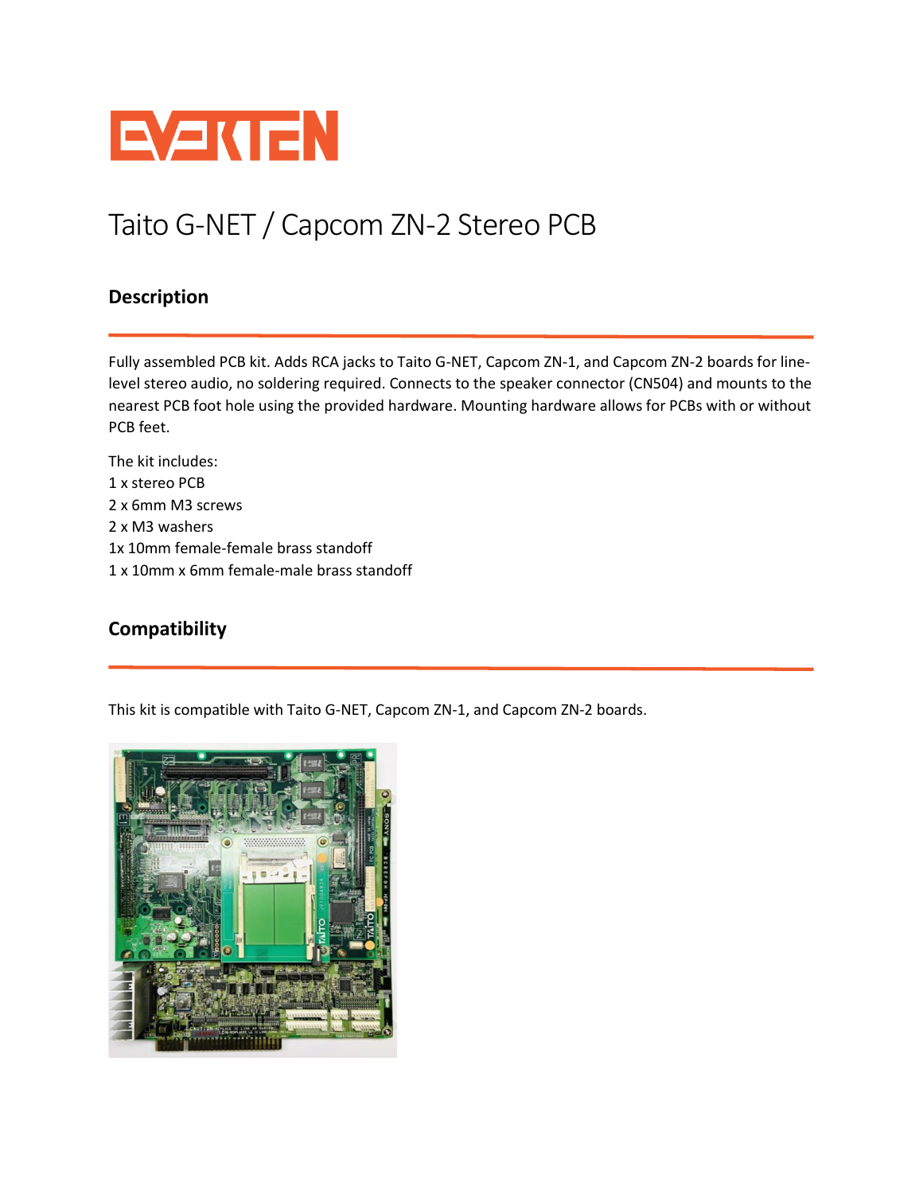# EVERTEN

# Taito G-NET / Capcom ZN-2 Stereo PCB

## Description

Fully assembled PCB kit. Adds RCA jacks to Taito G-NET, Capcom ZN-1, and Capcom ZN-2 boards for line-level stereo audio, no soldering required. Connects to the speaker connector (CN504) and mounts to the nearest PCB foot hole using the provided hardware. Mounting hardware allows for PCBs with or without PCB feet.

The kit includes:
1 x stereo PCB
2 x 6mm M3 screws
2 x M3 washers
1x 10mm female-female brass standoff
1 x 10mm x 6mm female-male brass standoff

## Compatibility

This kit is compatible with Taito G-NET, Capcom ZN-1, and Capcom ZN-2 boards.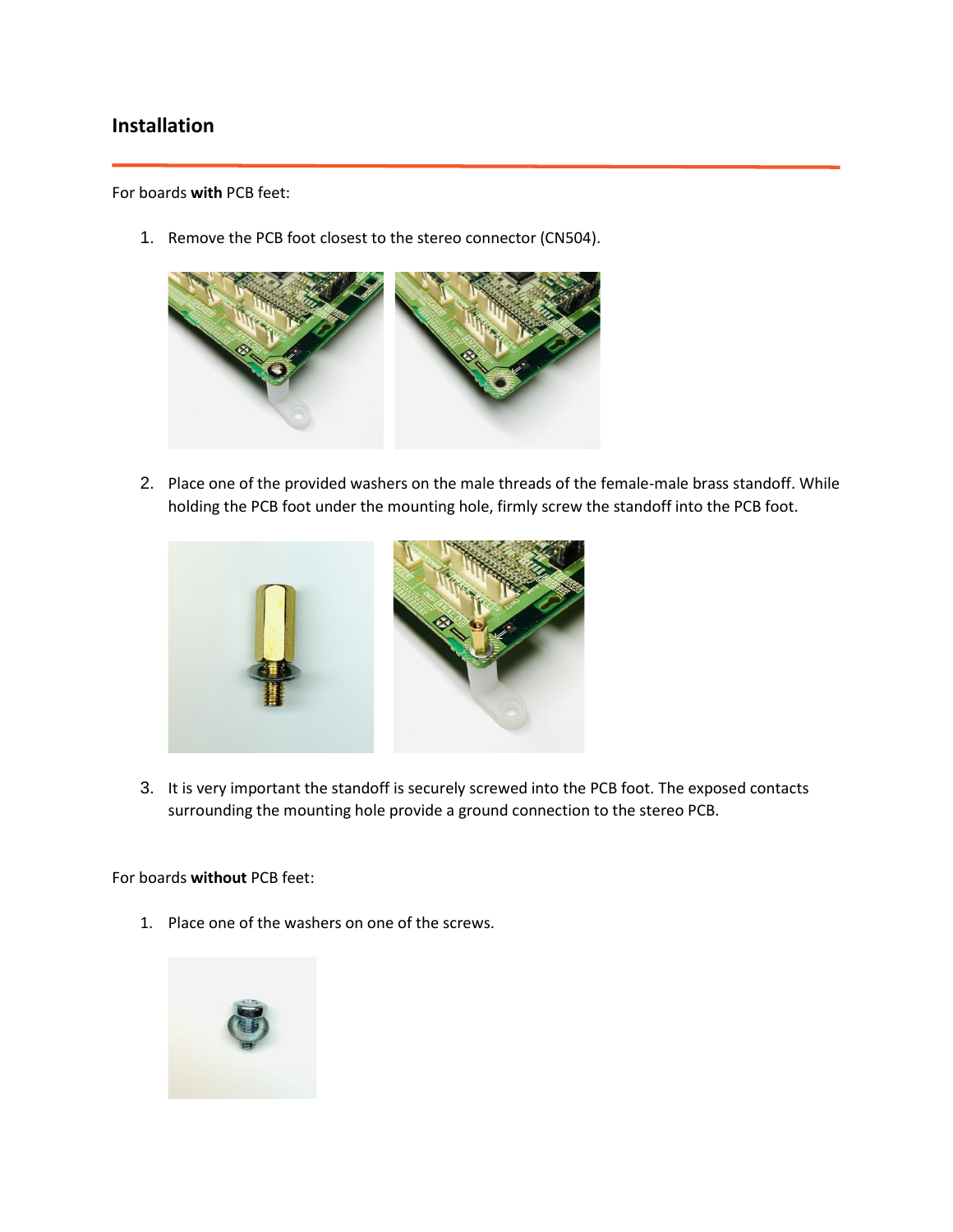## Installation

For boards **with** PCB feet:

1. Remove the PCB foot closest to the stereo connector (CN504).

2. Place one of the provided washers on the male threads of the female-male brass standoff. While holding the PCB foot under the mounting hole, firmly screw the standoff into the PCB foot.

3. It is very important the standoff is securely screwed into the PCB foot. The exposed contacts surrounding the mounting hole provide a ground connection to the stereo PCB.

For boards **without** PCB feet:

1. Place one of the washers on one of the screws.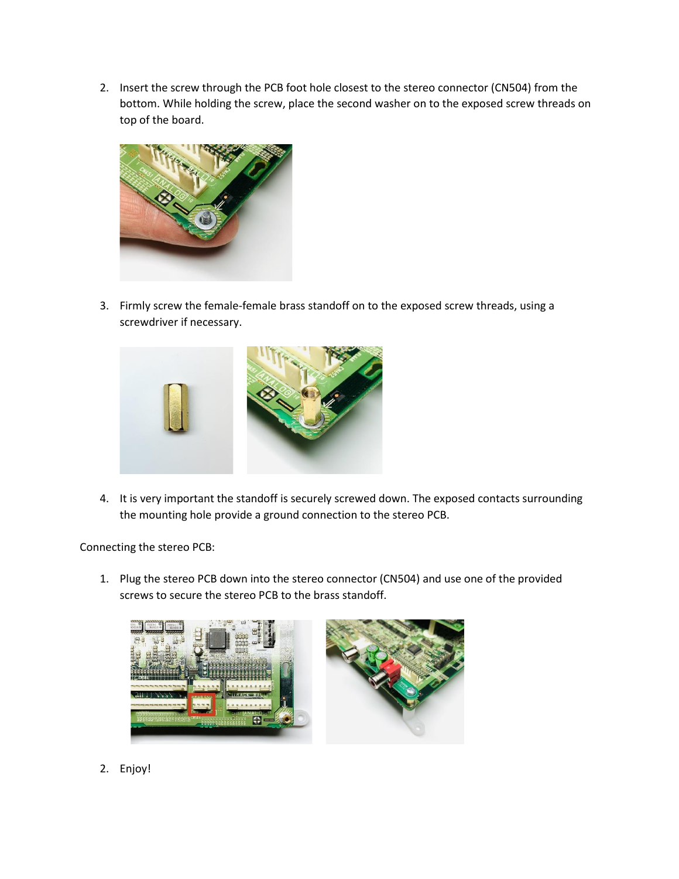2. Insert the screw through the PCB foot hole closest to the stereo connector (CN504) from the bottom. While holding the screw, place the second washer on to the exposed screw threads on top of the board.

3. Firmly screw the female-female brass standoff on to the exposed screw threads, using a screwdriver if necessary.

4. It is very important the standoff is securely screwed down. The exposed contacts surrounding the mounting hole provide a ground connection to the stereo PCB.

Connecting the stereo PCB:

1. Plug the stereo PCB down into the stereo connector (CN504) and use one of the provided screws to secure the stereo PCB to the brass standoff.

2. Enjoy!